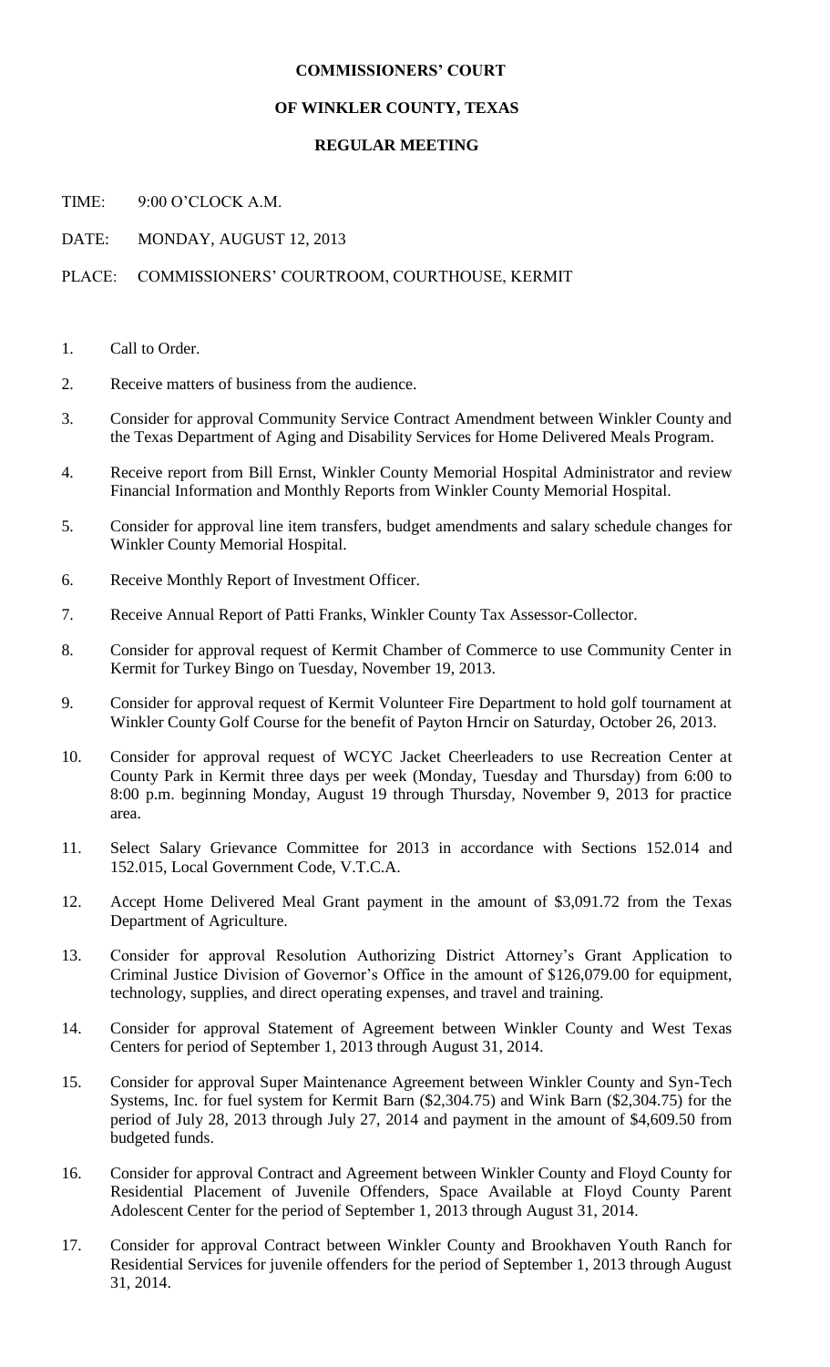# COMMISSIONERS' COURT

## OF WINKLER COUNTY, TEXAS

### REGULAR MEETING

TIME: 9:00 O'CLOCK A.M.

DATE: MONDAY, AUGUST 12, 2013

PLACE: COMMISSIONERS' COURTROOM, COURTHOUSE, KERMIT

1. Call to Order.
2. Receive matters of business from the audience.
3. Consider for approval Community Service Contract Amendment between Winkler County and the Texas Department of Aging and Disability Services for Home Delivered Meals Program.
4. Receive report from Bill Ernst, Winkler County Memorial Hospital Administrator and review Financial Information and Monthly Reports from Winkler County Memorial Hospital.
5. Consider for approval line item transfers, budget amendments and salary schedule changes for Winkler County Memorial Hospital.
6. Receive Monthly Report of Investment Officer.
7. Receive Annual Report of Patti Franks, Winkler County Tax Assessor-Collector.
8. Consider for approval request of Kermit Chamber of Commerce to use Community Center in Kermit for Turkey Bingo on Tuesday, November 19, 2013.
9. Consider for approval request of Kermit Volunteer Fire Department to hold golf tournament at Winkler County Golf Course for the benefit of Payton Hrncir on Saturday, October 26, 2013.
10. Consider for approval request of WCYC Jacket Cheerleaders to use Recreation Center at County Park in Kermit three days per week (Monday, Tuesday and Thursday) from 6:00 to 8:00 p.m. beginning Monday, August 19 through Thursday, November 9, 2013 for practice area.
11. Select Salary Grievance Committee for 2013 in accordance with Sections 152.014 and 152.015, Local Government Code, V.T.C.A.
12. Accept Home Delivered Meal Grant payment in the amount of $3,091.72 from the Texas Department of Agriculture.
13. Consider for approval Resolution Authorizing District Attorney's Grant Application to Criminal Justice Division of Governor's Office in the amount of $126,079.00 for equipment, technology, supplies, and direct operating expenses, and travel and training.
14. Consider for approval Statement of Agreement between Winkler County and West Texas Centers for period of September 1, 2013 through August 31, 2014.
15. Consider for approval Super Maintenance Agreement between Winkler County and Syn-Tech Systems, Inc. for fuel system for Kermit Barn ($2,304.75) and Wink Barn ($2,304.75) for the period of July 28, 2013 through July 27, 2014 and payment in the amount of $4,609.50 from budgeted funds.
16. Consider for approval Contract and Agreement between Winkler County and Floyd County for Residential Placement of Juvenile Offenders, Space Available at Floyd County Parent Adolescent Center for the period of September 1, 2013 through August 31, 2014.
17. Consider for approval Contract between Winkler County and Brookhaven Youth Ranch for Residential Services for juvenile offenders for the period of September 1, 2013 through August 31, 2014.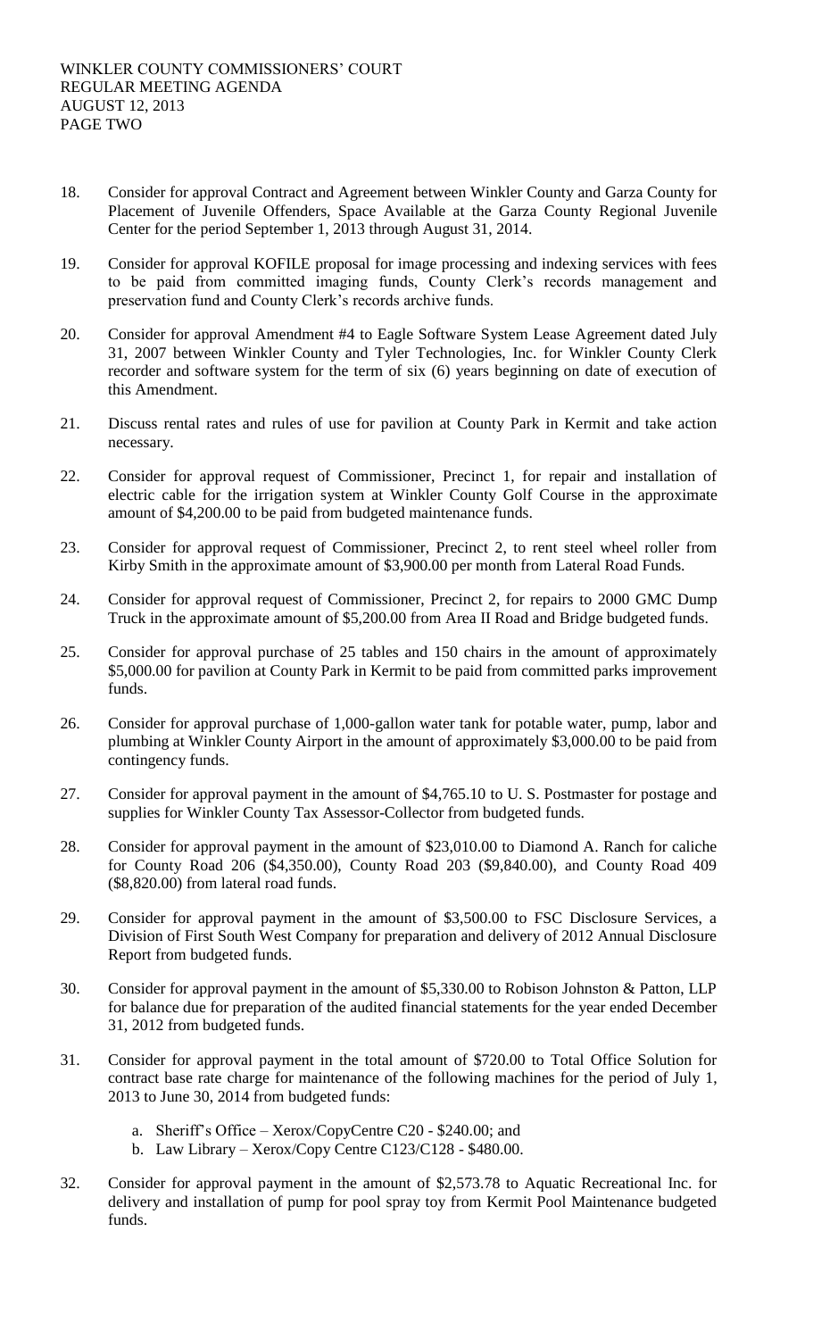18. Consider for approval Contract and Agreement between Winkler County and Garza County for Placement of Juvenile Offenders, Space Available at the Garza County Regional Juvenile Center for the period September 1, 2013 through August 31, 2014.

19. Consider for approval KOFILE proposal for image processing and indexing services with fees to be paid from committed imaging funds, County Clerk's records management and preservation fund and County Clerk's records archive funds.

20. Consider for approval Amendment #4 to Eagle Software System Lease Agreement dated July 31, 2007 between Winkler County and Tyler Technologies, Inc. for Winkler County Clerk recorder and software system for the term of six (6) years beginning on date of execution of this Amendment.

21. Discuss rental rates and rules of use for pavilion at County Park in Kermit and take action necessary.

22. Consider for approval request of Commissioner, Precinct 1, for repair and installation of electric cable for the irrigation system at Winkler County Golf Course in the approximate amount of $4,200.00 to be paid from budgeted maintenance funds.

23. Consider for approval request of Commissioner, Precinct 2, to rent steel wheel roller from Kirby Smith in the approximate amount of $3,900.00 per month from Lateral Road Funds.

24. Consider for approval request of Commissioner, Precinct 2, for repairs to 2000 GMC Dump Truck in the approximate amount of $5,200.00 from Area II Road and Bridge budgeted funds.

25. Consider for approval purchase of 25 tables and 150 chairs in the amount of approximately $5,000.00 for pavilion at County Park in Kermit to be paid from committed parks improvement funds.

26. Consider for approval purchase of 1,000-gallon water tank for potable water, pump, labor and plumbing at Winkler County Airport in the amount of approximately $3,000.00 to be paid from contingency funds.

27. Consider for approval payment in the amount of $4,765.10 to U. S. Postmaster for postage and supplies for Winkler County Tax Assessor-Collector from budgeted funds.

28. Consider for approval payment in the amount of $23,010.00 to Diamond A. Ranch for caliche for County Road 206 ($4,350.00), County Road 203 ($9,840.00), and County Road 409 ($8,820.00) from lateral road funds.

29. Consider for approval payment in the amount of $3,500.00 to FSC Disclosure Services, a Division of First South West Company for preparation and delivery of 2012 Annual Disclosure Report from budgeted funds.

30. Consider for approval payment in the amount of $5,330.00 to Robison Johnston & Patton, LLP for balance due for preparation of the audited financial statements for the year ended December 31, 2012 from budgeted funds.

31. Consider for approval payment in the total amount of $720.00 to Total Office Solution for contract base rate charge for maintenance of the following machines for the period of July 1, 2013 to June 30, 2014 from budgeted funds:

    a. Sheriff's Office – Xerox/CopyCentre C20 - $240.00; and
    b. Law Library – Xerox/Copy Centre C123/C128 - $480.00.

32. Consider for approval payment in the amount of $2,573.78 to Aquatic Recreational Inc. for delivery and installation of pump for pool spray toy from Kermit Pool Maintenance budgeted funds.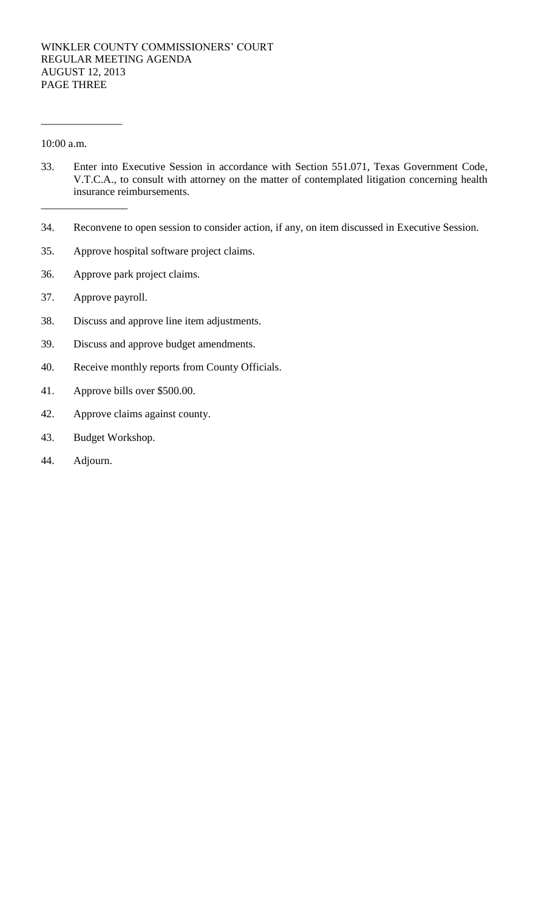---

10:00 a.m.

33. Enter into Executive Session in accordance with Section 551.071, Texas Government Code, V.T.C.A., to consult with attorney on the matter of contemplated litigation concerning health insurance reimbursements.

---

34. Reconvene to open session to consider action, if any, on item discussed in Executive Session.

35. Approve hospital software project claims.

36. Approve park project claims.

37. Approve payroll.

38. Discuss and approve line item adjustments.

39. Discuss and approve budget amendments.

40. Receive monthly reports from County Officials.

41. Approve bills over $500.00.

42. Approve claims against county.

43. Budget Workshop.

44. Adjourn.